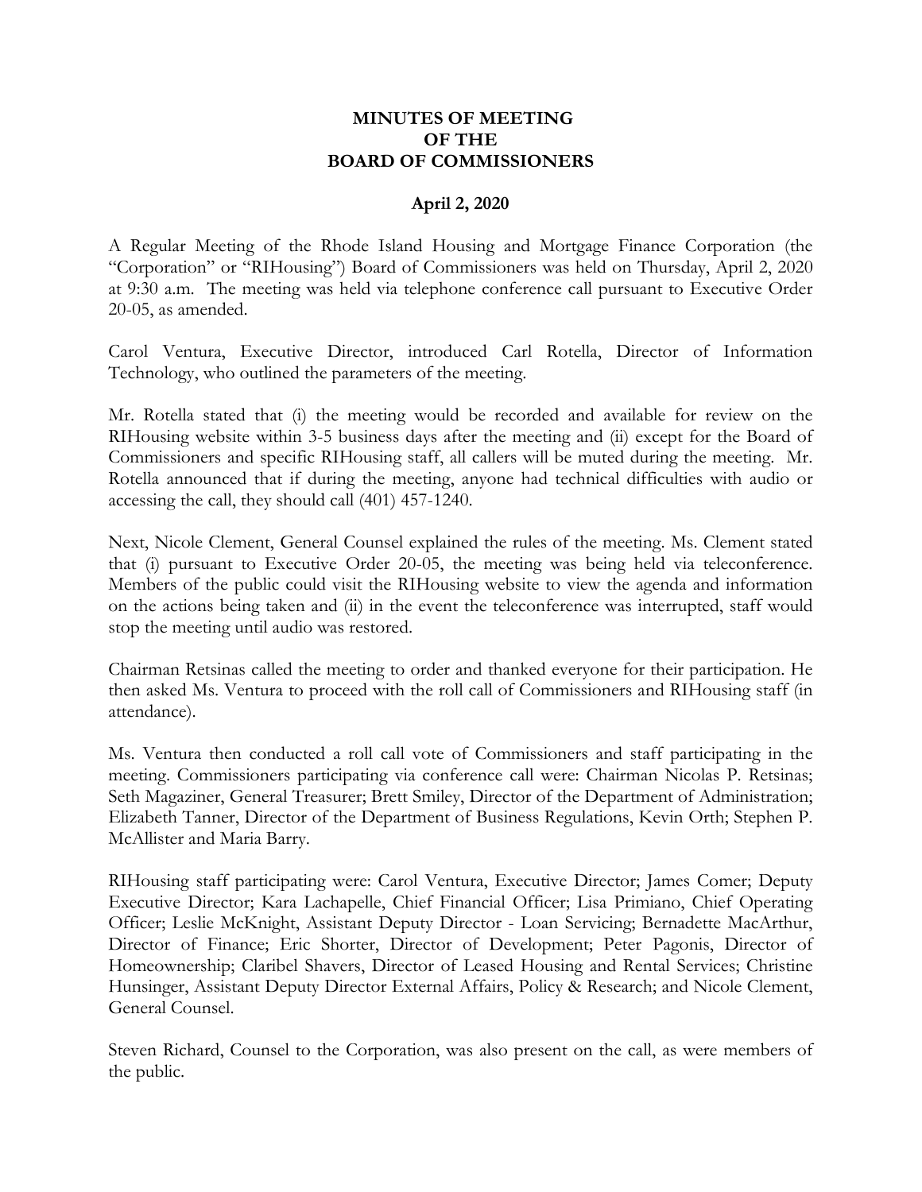**MINUTES OF MEETING**
**OF THE**
**BOARD OF COMMISSIONERS**

**April 2, 2020**

A Regular Meeting of the Rhode Island Housing and Mortgage Finance Corporation (the "Corporation" or "RIHousing") Board of Commissioners was held on Thursday, April 2, 2020 at 9:30 a.m. The meeting was held via telephone conference call pursuant to Executive Order 20-05, as amended.

Carol Ventura, Executive Director, introduced Carl Rotella, Director of Information Technology, who outlined the parameters of the meeting.

Mr. Rotella stated that (i) the meeting would be recorded and available for review on the RIHousing website within 3-5 business days after the meeting and (ii) except for the Board of Commissioners and specific RIHousing staff, all callers will be muted during the meeting. Mr. Rotella announced that if during the meeting, anyone had technical difficulties with audio or accessing the call, they should call (401) 457-1240.

Next, Nicole Clement, General Counsel explained the rules of the meeting. Ms. Clement stated that (i) pursuant to Executive Order 20-05, the meeting was being held via teleconference. Members of the public could visit the RIHousing website to view the agenda and information on the actions being taken and (ii) in the event the teleconference was interrupted, staff would stop the meeting until audio was restored.

Chairman Retsinas called the meeting to order and thanked everyone for their participation. He then asked Ms. Ventura to proceed with the roll call of Commissioners and RIHousing staff (in attendance).

Ms. Ventura then conducted a roll call vote of Commissioners and staff participating in the meeting. Commissioners participating via conference call were: Chairman Nicolas P. Retsinas; Seth Magaziner, General Treasurer; Brett Smiley, Director of the Department of Administration; Elizabeth Tanner, Director of the Department of Business Regulations, Kevin Orth; Stephen P. McAllister and Maria Barry.

RIHousing staff participating were: Carol Ventura, Executive Director; James Comer; Deputy Executive Director; Kara Lachapelle, Chief Financial Officer; Lisa Primiano, Chief Operating Officer; Leslie McKnight, Assistant Deputy Director - Loan Servicing; Bernadette MacArthur, Director of Finance; Eric Shorter, Director of Development; Peter Pagonis, Director of Homeownership; Claribel Shavers, Director of Leased Housing and Rental Services; Christine Hunsinger, Assistant Deputy Director External Affairs, Policy & Research; and Nicole Clement, General Counsel.

Steven Richard, Counsel to the Corporation, was also present on the call, as were members of the public.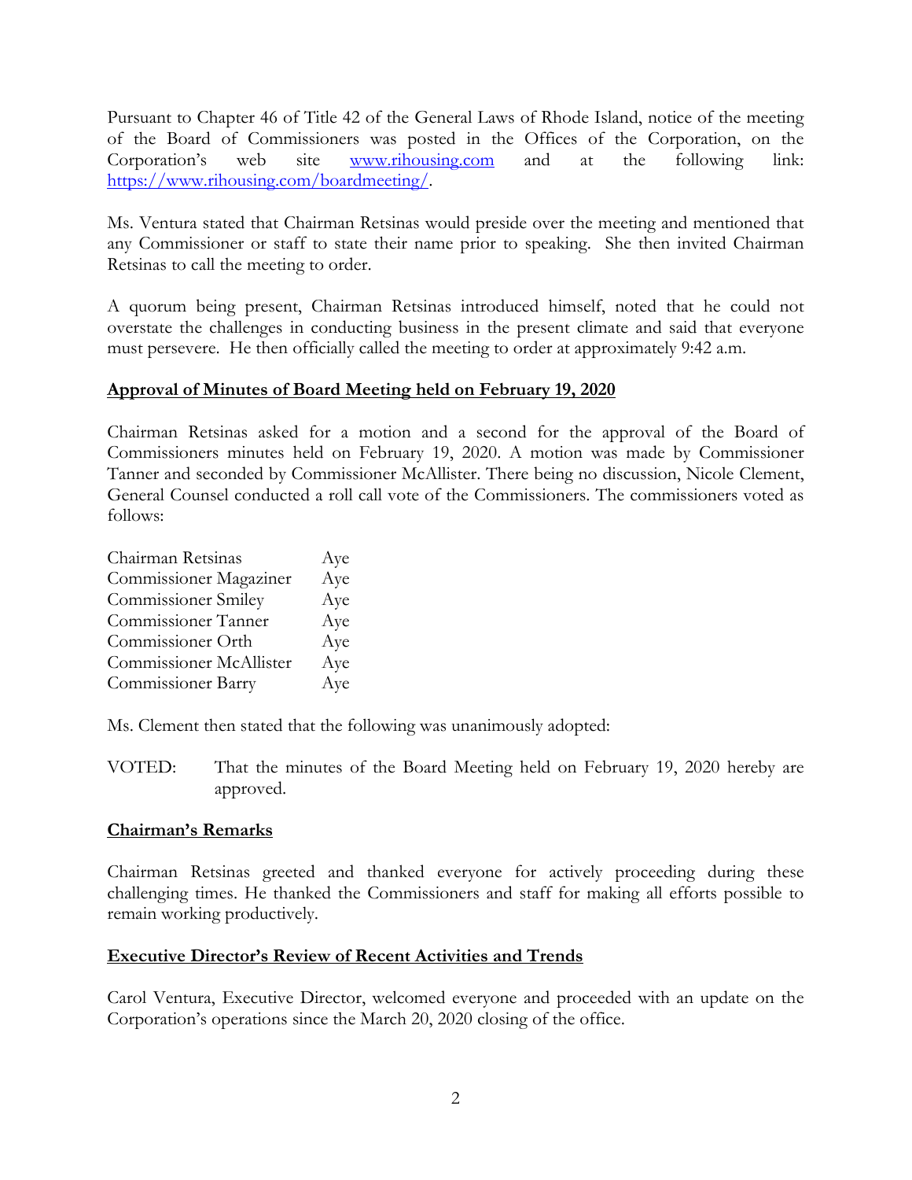Pursuant to Chapter 46 of Title 42 of the General Laws of Rhode Island, notice of the meeting of the Board of Commissioners was posted in the Offices of the Corporation, on the Corporation's web site [www.rihousing.com](www.rihousing.com) and at the following link: [https://www.rihousing.com/boardmeeting/](https://www.rihousing.com/boardmeeting/).

Ms. Ventura stated that Chairman Retsinas would preside over the meeting and mentioned that any Commissioner or staff to state their name prior to speaking. She then invited Chairman Retsinas to call the meeting to order.

A quorum being present, Chairman Retsinas introduced himself, noted that he could not overstate the challenges in conducting business in the present climate and said that everyone must persevere. He then officially called the meeting to order at approximately 9:42 a.m.

**Approval of Minutes of Board Meeting held on February 19, 2020**

Chairman Retsinas asked for a motion and a second for the approval of the Board of Commissioners minutes held on February 19, 2020. A motion was made by Commissioner Tanner and seconded by Commissioner McAllister. There being no discussion, Nicole Clement, General Counsel conducted a roll call vote of the Commissioners. The commissioners voted as follows:

| | |
|---|---|
| Chairman Retsinas | Aye |
| Commissioner Magaziner | Aye |
| Commissioner Smiley | Aye |
| Commissioner Tanner | Aye |
| Commissioner Orth | Aye |
| Commissioner McAllister | Aye |
| Commissioner Barry | Aye |

Ms. Clement then stated that the following was unanimously adopted:

VOTED: That the minutes of the Board Meeting held on February 19, 2020 hereby are approved.

**Chairman's Remarks**

Chairman Retsinas greeted and thanked everyone for actively proceeding during these challenging times. He thanked the Commissioners and staff for making all efforts possible to remain working productively.

**Executive Director's Review of Recent Activities and Trends**

Carol Ventura, Executive Director, welcomed everyone and proceeded with an update on the Corporation's operations since the March 20, 2020 closing of the office.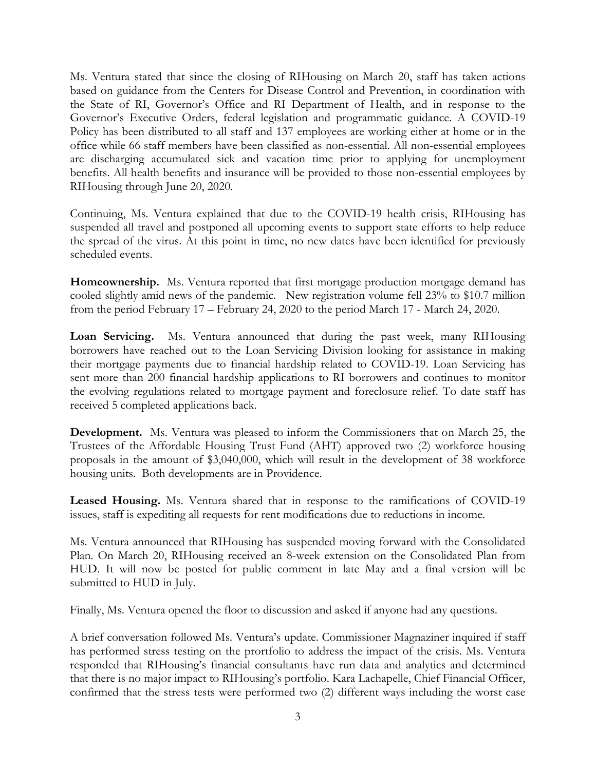Ms. Ventura stated that since the closing of RIHousing on March 20, staff has taken actions based on guidance from the Centers for Disease Control and Prevention, in coordination with the State of RI, Governor's Office and RI Department of Health, and in response to the Governor's Executive Orders, federal legislation and programmatic guidance. A COVID-19 Policy has been distributed to all staff and 137 employees are working either at home or in the office while 66 staff members have been classified as non-essential. All non-essential employees are discharging accumulated sick and vacation time prior to applying for unemployment benefits. All health benefits and insurance will be provided to those non-essential employees by RIHousing through June 20, 2020.

Continuing, Ms. Ventura explained that due to the COVID-19 health crisis, RIHousing has suspended all travel and postponed all upcoming events to support state efforts to help reduce the spread of the virus. At this point in time, no new dates have been identified for previously scheduled events.

**Homeownership.** Ms. Ventura reported that first mortgage production mortgage demand has cooled slightly amid news of the pandemic. New registration volume fell 23% to $10.7 million from the period February 17 – February 24, 2020 to the period March 17 - March 24, 2020.

**Loan Servicing.** Ms. Ventura announced that during the past week, many RIHousing borrowers have reached out to the Loan Servicing Division looking for assistance in making their mortgage payments due to financial hardship related to COVID-19. Loan Servicing has sent more than 200 financial hardship applications to RI borrowers and continues to monitor the evolving regulations related to mortgage payment and foreclosure relief. To date staff has received 5 completed applications back.

**Development.** Ms. Ventura was pleased to inform the Commissioners that on March 25, the Trustees of the Affordable Housing Trust Fund (AHT) approved two (2) workforce housing proposals in the amount of $3,040,000, which will result in the development of 38 workforce housing units. Both developments are in Providence.

**Leased Housing.** Ms. Ventura shared that in response to the ramifications of COVID-19 issues, staff is expediting all requests for rent modifications due to reductions in income.

Ms. Ventura announced that RIHousing has suspended moving forward with the Consolidated Plan. On March 20, RIHousing received an 8-week extension on the Consolidated Plan from HUD. It will now be posted for public comment in late May and a final version will be submitted to HUD in July.

Finally, Ms. Ventura opened the floor to discussion and asked if anyone had any questions.

A brief conversation followed Ms. Ventura's update. Commissioner Magnaziner inquired if staff has performed stress testing on the prortfolio to address the impact of the crisis. Ms. Ventura responded that RIHousing's financial consultants have run data and analytics and determined that there is no major impact to RIHousing's portfolio. Kara Lachapelle, Chief Financial Officer, confirmed that the stress tests were performed two (2) different ways including the worst case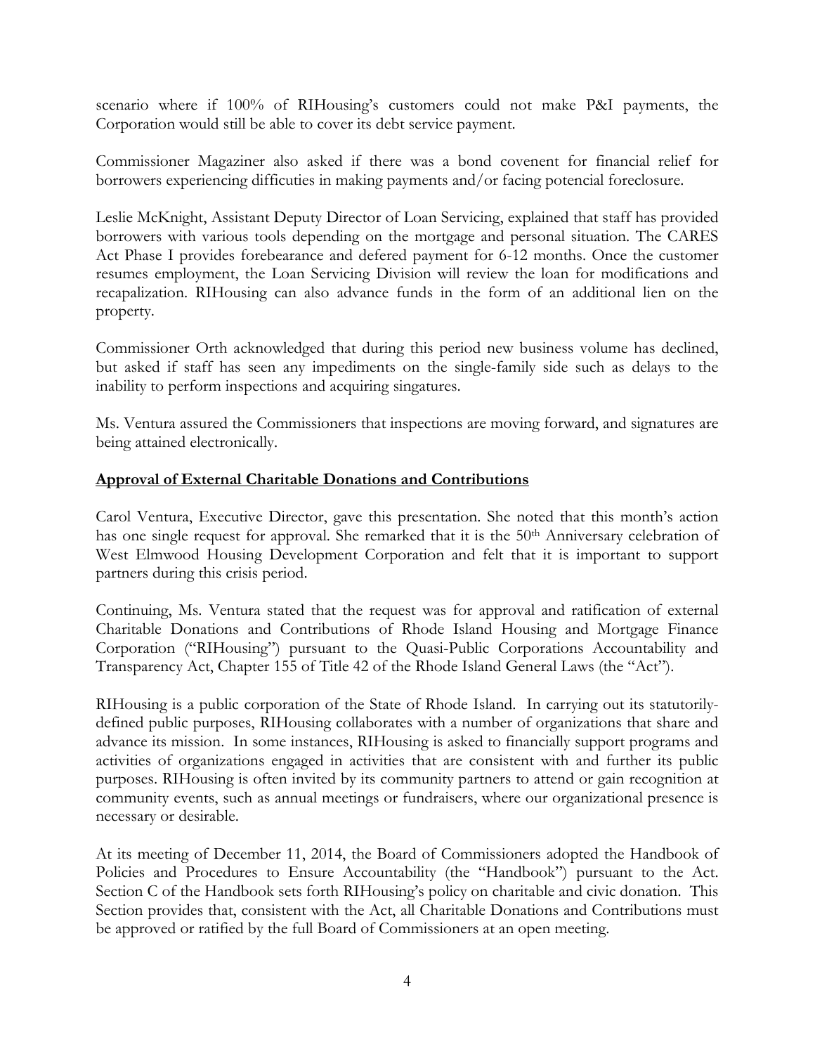scenario where if 100% of RIHousing's customers could not make P&I payments, the Corporation would still be able to cover its debt service payment.

Commissioner Magaziner also asked if there was a bond covenent for financial relief for borrowers experiencing difficuties in making payments and/or facing potencial foreclosure.

Leslie McKnight, Assistant Deputy Director of Loan Servicing, explained that staff has provided borrowers with various tools depending on the mortgage and personal situation. The CARES Act Phase I provides forebearance and defered payment for 6-12 months. Once the customer resumes employment, the Loan Servicing Division will review the loan for modifications and recapalization. RIHousing can also advance funds in the form of an additional lien on the property.

Commissioner Orth acknowledged that during this period new business volume has declined, but asked if staff has seen any impediments on the single-family side such as delays to the inability to perform inspections and acquiring singatures.

Ms. Ventura assured the Commissioners that inspections are moving forward, and signatures are being attained electronically.

**Approval of External Charitable Donations and Contributions**

Carol Ventura, Executive Director, gave this presentation. She noted that this month's action has one single request for approval. She remarked that it is the 50th Anniversary celebration of West Elmwood Housing Development Corporation and felt that it is important to support partners during this crisis period.

Continuing, Ms. Ventura stated that the request was for approval and ratification of external Charitable Donations and Contributions of Rhode Island Housing and Mortgage Finance Corporation ("RIHousing") pursuant to the Quasi-Public Corporations Accountability and Transparency Act, Chapter 155 of Title 42 of the Rhode Island General Laws (the "Act").

RIHousing is a public corporation of the State of Rhode Island. In carrying out its statutorily-defined public purposes, RIHousing collaborates with a number of organizations that share and advance its mission. In some instances, RIHousing is asked to financially support programs and activities of organizations engaged in activities that are consistent with and further its public purposes. RIHousing is often invited by its community partners to attend or gain recognition at community events, such as annual meetings or fundraisers, where our organizational presence is necessary or desirable.

At its meeting of December 11, 2014, the Board of Commissioners adopted the Handbook of Policies and Procedures to Ensure Accountability (the "Handbook") pursuant to the Act. Section C of the Handbook sets forth RIHousing's policy on charitable and civic donation. This Section provides that, consistent with the Act, all Charitable Donations and Contributions must be approved or ratified by the full Board of Commissioners at an open meeting.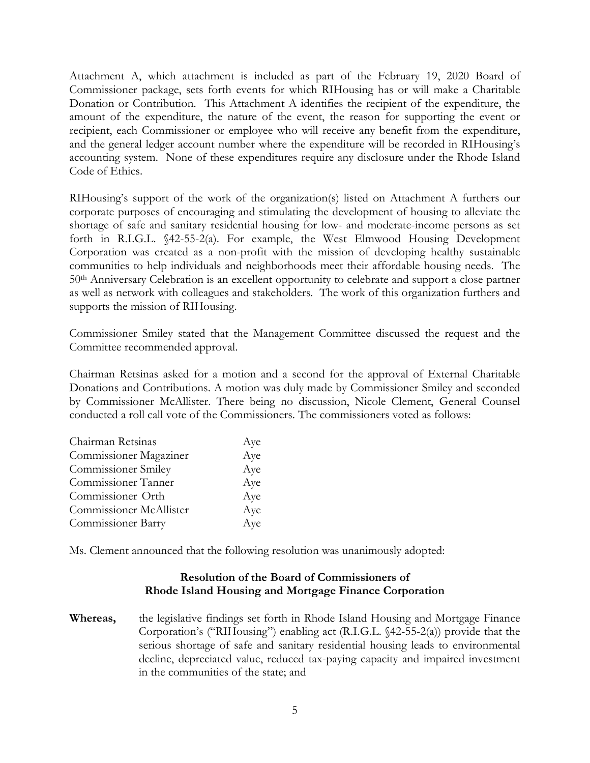Attachment A, which attachment is included as part of the February 19, 2020 Board of Commissioner package, sets forth events for which RIHousing has or will make a Charitable Donation or Contribution. This Attachment A identifies the recipient of the expenditure, the amount of the expenditure, the nature of the event, the reason for supporting the event or recipient, each Commissioner or employee who will receive any benefit from the expenditure, and the general ledger account number where the expenditure will be recorded in RIHousing's accounting system. None of these expenditures require any disclosure under the Rhode Island Code of Ethics.

RIHousing's support of the work of the organization(s) listed on Attachment A furthers our corporate purposes of encouraging and stimulating the development of housing to alleviate the shortage of safe and sanitary residential housing for low- and moderate-income persons as set forth in R.I.G.L. §42-55-2(a). For example, the West Elmwood Housing Development Corporation was created as a non-profit with the mission of developing healthy sustainable communities to help individuals and neighborhoods meet their affordable housing needs. The 50th Anniversary Celebration is an excellent opportunity to celebrate and support a close partner as well as network with colleagues and stakeholders. The work of this organization furthers and supports the mission of RIHousing.

Commissioner Smiley stated that the Management Committee discussed the request and the Committee recommended approval.

Chairman Retsinas asked for a motion and a second for the approval of External Charitable Donations and Contributions. A motion was duly made by Commissioner Smiley and seconded by Commissioner McAllister. There being no discussion, Nicole Clement, General Counsel conducted a roll call vote of the Commissioners. The commissioners voted as follows:

| | |
|---|---|
| Chairman Retsinas | Aye |
| Commissioner Magaziner | Aye |
| Commissioner Smiley | Aye |
| Commissioner Tanner | Aye |
| Commissioner Orth | Aye |
| Commissioner McAllister | Aye |
| Commissioner Barry | Aye |

Ms. Clement announced that the following resolution was unanimously adopted:

**Resolution of the Board of Commissioners of**
**Rhode Island Housing and Mortgage Finance Corporation**

**Whereas,** the legislative findings set forth in Rhode Island Housing and Mortgage Finance Corporation's ("RIHousing") enabling act (R.I.G.L. §42-55-2(a)) provide that the serious shortage of safe and sanitary residential housing leads to environmental decline, depreciated value, reduced tax-paying capacity and impaired investment in the communities of the state; and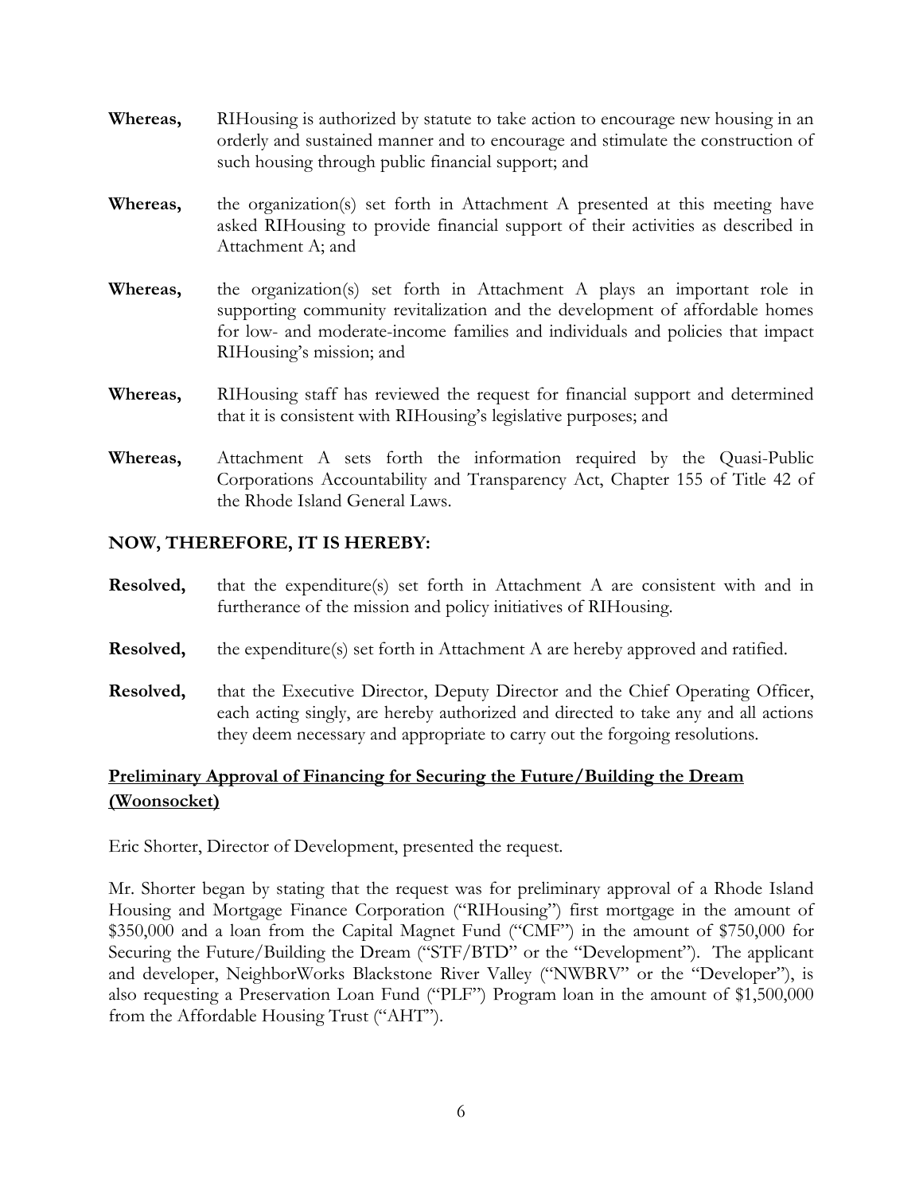**Whereas,** RIHousing is authorized by statute to take action to encourage new housing in an orderly and sustained manner and to encourage and stimulate the construction of such housing through public financial support; and

**Whereas,** the organization(s) set forth in Attachment A presented at this meeting have asked RIHousing to provide financial support of their activities as described in Attachment A; and

**Whereas,** the organization(s) set forth in Attachment A plays an important role in supporting community revitalization and the development of affordable homes for low- and moderate-income families and individuals and policies that impact RIHousing's mission; and

**Whereas,** RIHousing staff has reviewed the request for financial support and determined that it is consistent with RIHousing's legislative purposes; and

**Whereas,** Attachment A sets forth the information required by the Quasi-Public Corporations Accountability and Transparency Act, Chapter 155 of Title 42 of the Rhode Island General Laws.

**NOW, THEREFORE, IT IS HEREBY:**

**Resolved,** that the expenditure(s) set forth in Attachment A are consistent with and in furtherance of the mission and policy initiatives of RIHousing.

**Resolved,** the expenditure(s) set forth in Attachment A are hereby approved and ratified.

**Resolved,** that the Executive Director, Deputy Director and the Chief Operating Officer, each acting singly, are hereby authorized and directed to take any and all actions they deem necessary and appropriate to carry out the forgoing resolutions.

**<u>Preliminary Approval of Financing for Securing the Future/Building the Dream (Woonsocket)</u>**

Eric Shorter, Director of Development, presented the request.

Mr. Shorter began by stating that the request was for preliminary approval of a Rhode Island Housing and Mortgage Finance Corporation ("RIHousing") first mortgage in the amount of $350,000 and a loan from the Capital Magnet Fund ("CMF") in the amount of $750,000 for Securing the Future/Building the Dream ("STF/BTD" or the "Development"). The applicant and developer, NeighborWorks Blackstone River Valley ("NWBRV" or the "Developer"), is also requesting a Preservation Loan Fund ("PLF") Program loan in the amount of $1,500,000 from the Affordable Housing Trust ("AHT").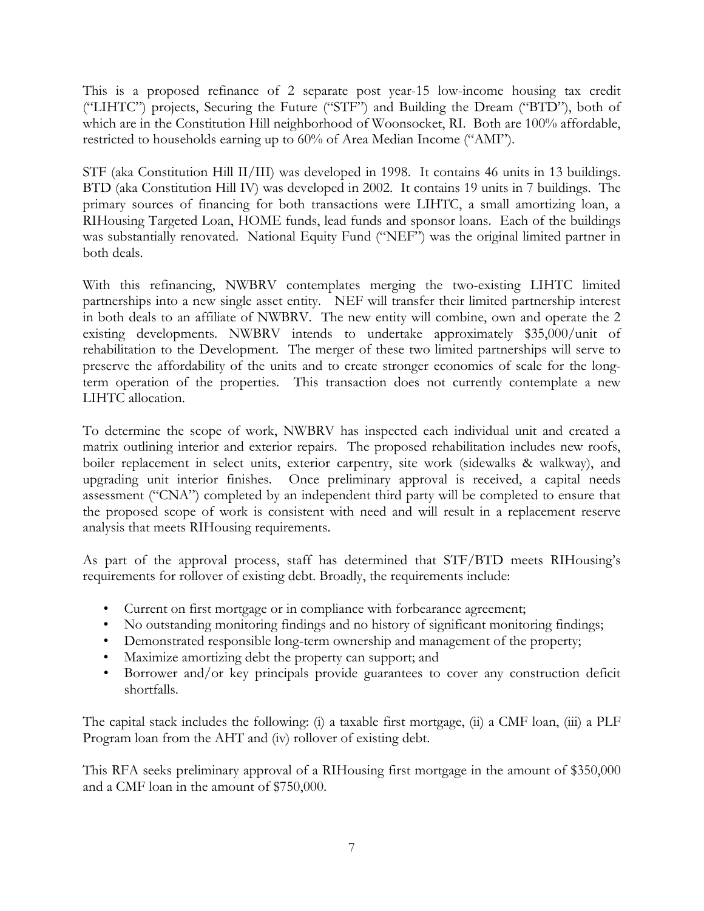This is a proposed refinance of 2 separate post year-15 low-income housing tax credit ("LIHTC") projects, Securing the Future ("STF") and Building the Dream ("BTD"), both of which are in the Constitution Hill neighborhood of Woonsocket, RI. Both are 100% affordable, restricted to households earning up to 60% of Area Median Income ("AMI").

STF (aka Constitution Hill II/III) was developed in 1998. It contains 46 units in 13 buildings. BTD (aka Constitution Hill IV) was developed in 2002. It contains 19 units in 7 buildings. The primary sources of financing for both transactions were LIHTC, a small amortizing loan, a RIHousing Targeted Loan, HOME funds, lead funds and sponsor loans. Each of the buildings was substantially renovated. National Equity Fund ("NEF") was the original limited partner in both deals.

With this refinancing, NWBRV contemplates merging the two-existing LIHTC limited partnerships into a new single asset entity. NEF will transfer their limited partnership interest in both deals to an affiliate of NWBRV. The new entity will combine, own and operate the 2 existing developments. NWBRV intends to undertake approximately \$35,000/unit of rehabilitation to the Development. The merger of these two limited partnerships will serve to preserve the affordability of the units and to create stronger economies of scale for the long-term operation of the properties. This transaction does not currently contemplate a new LIHTC allocation.

To determine the scope of work, NWBRV has inspected each individual unit and created a matrix outlining interior and exterior repairs. The proposed rehabilitation includes new roofs, boiler replacement in select units, exterior carpentry, site work (sidewalks & walkway), and upgrading unit interior finishes. Once preliminary approval is received, a capital needs assessment ("CNA") completed by an independent third party will be completed to ensure that the proposed scope of work is consistent with need and will result in a replacement reserve analysis that meets RIHousing requirements.

As part of the approval process, staff has determined that STF/BTD meets RIHousing's requirements for rollover of existing debt. Broadly, the requirements include:

- Current on first mortgage or in compliance with forbearance agreement;
- No outstanding monitoring findings and no history of significant monitoring findings;
- Demonstrated responsible long-term ownership and management of the property;
- Maximize amortizing debt the property can support; and
- Borrower and/or key principals provide guarantees to cover any construction deficit shortfalls.

The capital stack includes the following: (i) a taxable first mortgage, (ii) a CMF loan, (iii) a PLF Program loan from the AHT and (iv) rollover of existing debt.

This RFA seeks preliminary approval of a RIHousing first mortgage in the amount of \$350,000 and a CMF loan in the amount of \$750,000.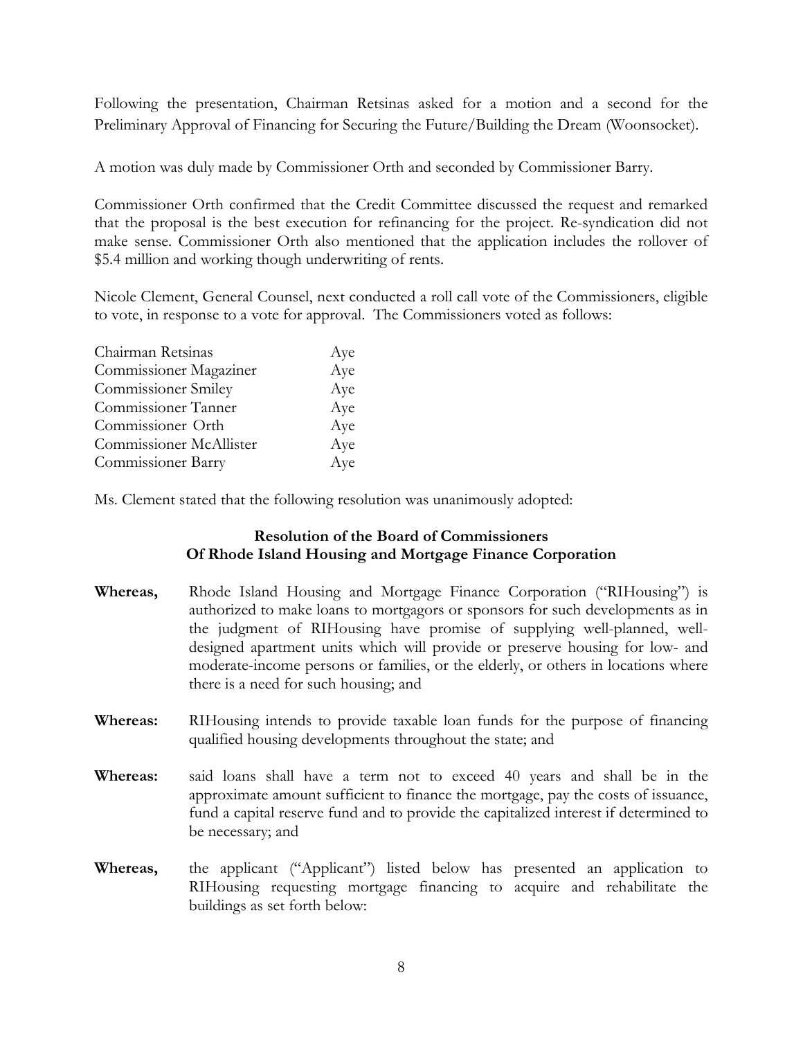Following the presentation, Chairman Retsinas asked for a motion and a second for the Preliminary Approval of Financing for Securing the Future/Building the Dream (Woonsocket).

A motion was duly made by Commissioner Orth and seconded by Commissioner Barry.

Commissioner Orth confirmed that the Credit Committee discussed the request and remarked that the proposal is the best execution for refinancing for the project. Re-syndication did not make sense. Commissioner Orth also mentioned that the application includes the rollover of \$5.4 million and working though underwriting of rents.

Nicole Clement, General Counsel, next conducted a roll call vote of the Commissioners, eligible to vote, in response to a vote for approval. The Commissioners voted as follows:

| | |
|---|---|
| Chairman Retsinas | Aye |
| Commissioner Magaziner | Aye |
| Commissioner Smiley | Aye |
| Commissioner Tanner | Aye |
| Commissioner Orth | Aye |
| Commissioner McAllister | Aye |
| Commissioner Barry | Aye |

Ms. Clement stated that the following resolution was unanimously adopted:

**Resolution of the Board of Commissioners**
**Of Rhode Island Housing and Mortgage Finance Corporation**

**Whereas,** Rhode Island Housing and Mortgage Finance Corporation ("RIHousing") is authorized to make loans to mortgagors or sponsors for such developments as in the judgment of RIHousing have promise of supplying well-planned, well-designed apartment units which will provide or preserve housing for low- and moderate-income persons or families, or the elderly, or others in locations where there is a need for such housing; and

**Whereas:** RIHousing intends to provide taxable loan funds for the purpose of financing qualified housing developments throughout the state; and

**Whereas:** said loans shall have a term not to exceed 40 years and shall be in the approximate amount sufficient to finance the mortgage, pay the costs of issuance, fund a capital reserve fund and to provide the capitalized interest if determined to be necessary; and

**Whereas,** the applicant ("Applicant") listed below has presented an application to RIHousing requesting mortgage financing to acquire and rehabilitate the buildings as set forth below: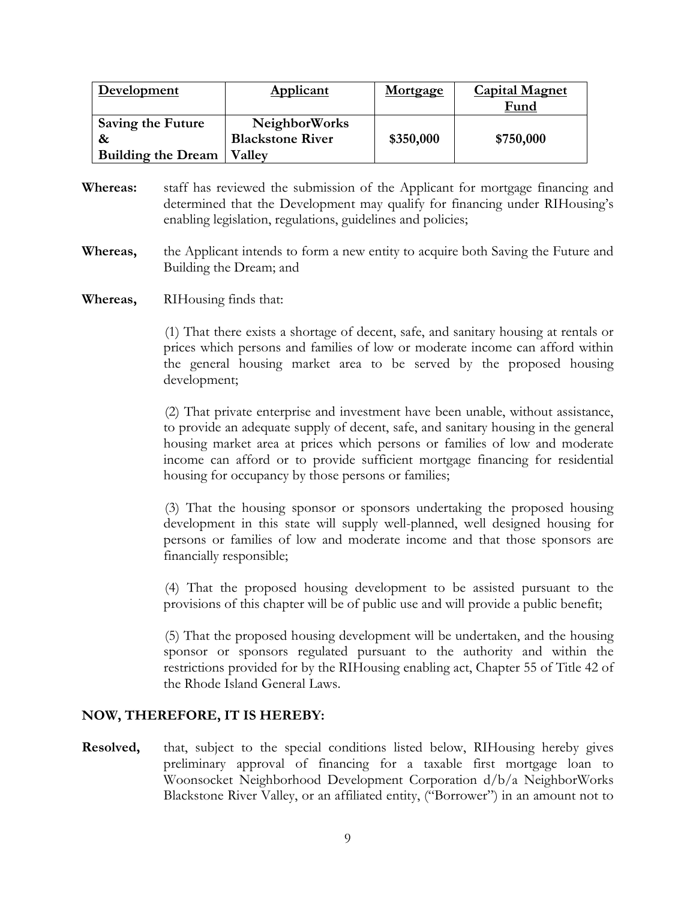| Development | Applicant | Mortgage | Capital Magnet Fund |
|---|---|---|---|
| **Saving the Future & Building the Dream** | **NeighborWorks Blackstone River Valley** | **$350,000** | **$750,000** |

**Whereas:** staff has reviewed the submission of the Applicant for mortgage financing and determined that the Development may qualify for financing under RIHousing's enabling legislation, regulations, guidelines and policies;

**Whereas,** the Applicant intends to form a new entity to acquire both Saving the Future and Building the Dream; and

**Whereas,** RIHousing finds that:

(1) That there exists a shortage of decent, safe, and sanitary housing at rentals or prices which persons and families of low or moderate income can afford within the general housing market area to be served by the proposed housing development;

(2) That private enterprise and investment have been unable, without assistance, to provide an adequate supply of decent, safe, and sanitary housing in the general housing market area at prices which persons or families of low and moderate income can afford or to provide sufficient mortgage financing for residential housing for occupancy by those persons or families;

(3) That the housing sponsor or sponsors undertaking the proposed housing development in this state will supply well-planned, well designed housing for persons or families of low and moderate income and that those sponsors are financially responsible;

(4) That the proposed housing development to be assisted pursuant to the provisions of this chapter will be of public use and will provide a public benefit;

(5) That the proposed housing development will be undertaken, and the housing sponsor or sponsors regulated pursuant to the authority and within the restrictions provided for by the RIHousing enabling act, Chapter 55 of Title 42 of the Rhode Island General Laws.

**NOW, THEREFORE, IT IS HEREBY:**

**Resolved,** that, subject to the special conditions listed below, RIHousing hereby gives preliminary approval of financing for a taxable first mortgage loan to Woonsocket Neighborhood Development Corporation d/b/a NeighborWorks Blackstone River Valley, or an affiliated entity, ("Borrower") in an amount not to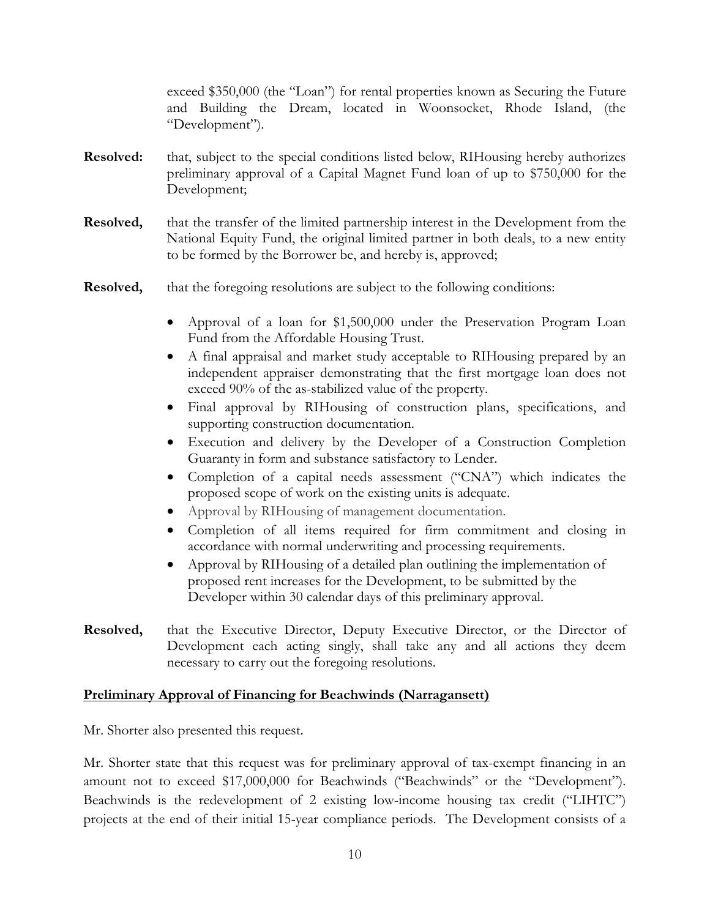exceed $350,000 (the "Loan") for rental properties known as Securing the Future and Building the Dream, located in Woonsocket, Rhode Island, (the "Development").

**Resolved:** that, subject to the special conditions listed below, RIHousing hereby authorizes preliminary approval of a Capital Magnet Fund loan of up to $750,000 for the Development;

**Resolved,** that the transfer of the limited partnership interest in the Development from the National Equity Fund, the original limited partner in both deals, to a new entity to be formed by the Borrower be, and hereby is, approved;

**Resolved,** that the foregoing resolutions are subject to the following conditions:

- Approval of a loan for $1,500,000 under the Preservation Program Loan Fund from the Affordable Housing Trust.
- A final appraisal and market study acceptable to RIHousing prepared by an independent appraiser demonstrating that the first mortgage loan does not exceed 90% of the as-stabilized value of the property.
- Final approval by RIHousing of construction plans, specifications, and supporting construction documentation.
- Execution and delivery by the Developer of a Construction Completion Guaranty in form and substance satisfactory to Lender.
- Completion of a capital needs assessment ("CNA") which indicates the proposed scope of work on the existing units is adequate.
- Approval by RIHousing of management documentation.
- Completion of all items required for firm commitment and closing in accordance with normal underwriting and processing requirements.
- Approval by RIHousing of a detailed plan outlining the implementation of proposed rent increases for the Development, to be submitted by the Developer within 30 calendar days of this preliminary approval.

**Resolved,** that the Executive Director, Deputy Executive Director, or the Director of Development each acting singly, shall take any and all actions they deem necessary to carry out the foregoing resolutions.

**Preliminary Approval of Financing for Beachwinds (Narragansett)**

Mr. Shorter also presented this request.

Mr. Shorter state that this request was for preliminary approval of tax-exempt financing in an amount not to exceed $17,000,000 for Beachwinds ("Beachwinds" or the "Development"). Beachwinds is the redevelopment of 2 existing low-income housing tax credit ("LIHTC") projects at the end of their initial 15-year compliance periods. The Development consists of a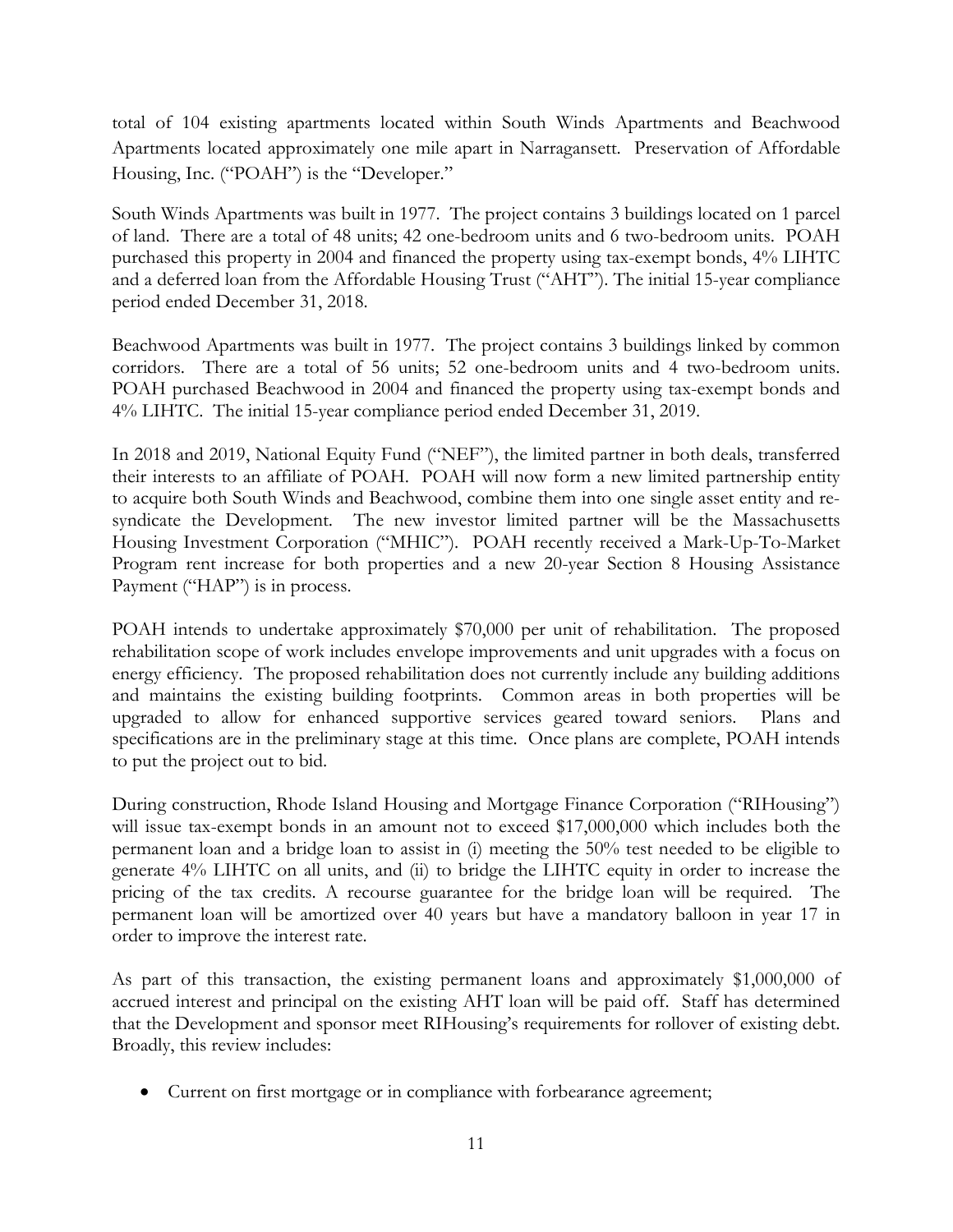total of 104 existing apartments located within South Winds Apartments and Beachwood Apartments located approximately one mile apart in Narragansett. Preservation of Affordable Housing, Inc. ("POAH") is the "Developer."

South Winds Apartments was built in 1977. The project contains 3 buildings located on 1 parcel of land. There are a total of 48 units; 42 one-bedroom units and 6 two-bedroom units. POAH purchased this property in 2004 and financed the property using tax-exempt bonds, 4% LIHTC and a deferred loan from the Affordable Housing Trust ("AHT"). The initial 15-year compliance period ended December 31, 2018.

Beachwood Apartments was built in 1977. The project contains 3 buildings linked by common corridors. There are a total of 56 units; 52 one-bedroom units and 4 two-bedroom units. POAH purchased Beachwood in 2004 and financed the property using tax-exempt bonds and 4% LIHTC. The initial 15-year compliance period ended December 31, 2019.

In 2018 and 2019, National Equity Fund ("NEF"), the limited partner in both deals, transferred their interests to an affiliate of POAH. POAH will now form a new limited partnership entity to acquire both South Winds and Beachwood, combine them into one single asset entity and re-syndicate the Development. The new investor limited partner will be the Massachusetts Housing Investment Corporation ("MHIC"). POAH recently received a Mark-Up-To-Market Program rent increase for both properties and a new 20-year Section 8 Housing Assistance Payment ("HAP") is in process.

POAH intends to undertake approximately $70,000 per unit of rehabilitation. The proposed rehabilitation scope of work includes envelope improvements and unit upgrades with a focus on energy efficiency. The proposed rehabilitation does not currently include any building additions and maintains the existing building footprints. Common areas in both properties will be upgraded to allow for enhanced supportive services geared toward seniors. Plans and specifications are in the preliminary stage at this time. Once plans are complete, POAH intends to put the project out to bid.

During construction, Rhode Island Housing and Mortgage Finance Corporation ("RIHousing") will issue tax-exempt bonds in an amount not to exceed $17,000,000 which includes both the permanent loan and a bridge loan to assist in (i) meeting the 50% test needed to be eligible to generate 4% LIHTC on all units, and (ii) to bridge the LIHTC equity in order to increase the pricing of the tax credits. A recourse guarantee for the bridge loan will be required. The permanent loan will be amortized over 40 years but have a mandatory balloon in year 17 in order to improve the interest rate.

As part of this transaction, the existing permanent loans and approximately $1,000,000 of accrued interest and principal on the existing AHT loan will be paid off. Staff has determined that the Development and sponsor meet RIHousing's requirements for rollover of existing debt. Broadly, this review includes:

- Current on first mortgage or in compliance with forbearance agreement;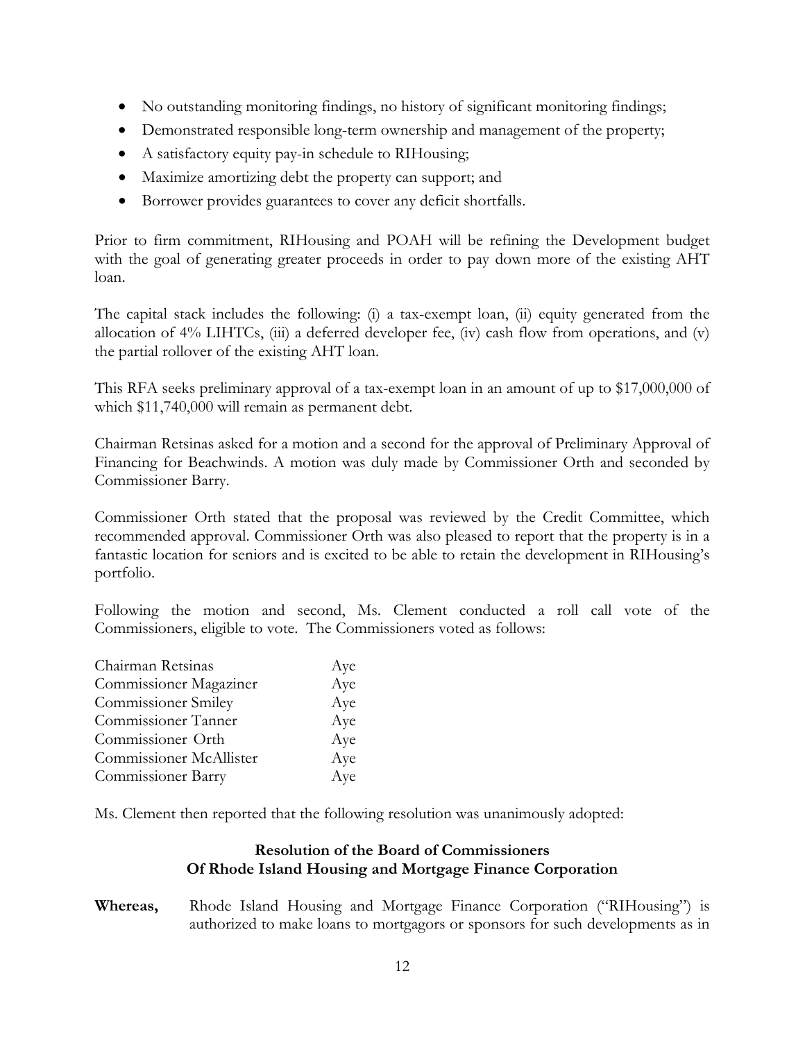- No outstanding monitoring findings, no history of significant monitoring findings;
- Demonstrated responsible long-term ownership and management of the property;
- A satisfactory equity pay-in schedule to RIHousing;
- Maximize amortizing debt the property can support; and
- Borrower provides guarantees to cover any deficit shortfalls.

Prior to firm commitment, RIHousing and POAH will be refining the Development budget with the goal of generating greater proceeds in order to pay down more of the existing AHT loan.

The capital stack includes the following: (i) a tax-exempt loan, (ii) equity generated from the allocation of 4% LIHTCs, (iii) a deferred developer fee, (iv) cash flow from operations, and (v) the partial rollover of the existing AHT loan.

This RFA seeks preliminary approval of a tax-exempt loan in an amount of up to $17,000,000 of which $11,740,000 will remain as permanent debt.

Chairman Retsinas asked for a motion and a second for the approval of Preliminary Approval of Financing for Beachwinds. A motion was duly made by Commissioner Orth and seconded by Commissioner Barry.

Commissioner Orth stated that the proposal was reviewed by the Credit Committee, which recommended approval. Commissioner Orth was also pleased to report that the property is in a fantastic location for seniors and is excited to be able to retain the development in RIHousing's portfolio.

Following the motion and second, Ms. Clement conducted a roll call vote of the Commissioners, eligible to vote. The Commissioners voted as follows:

| | |
|---|---|
| Chairman Retsinas | Aye |
| Commissioner Magaziner | Aye |
| Commissioner Smiley | Aye |
| Commissioner Tanner | Aye |
| Commissioner Orth | Aye |
| Commissioner McAllister | Aye |
| Commissioner Barry | Aye |

Ms. Clement then reported that the following resolution was unanimously adopted:

**Resolution of the Board of Commissioners**
**Of Rhode Island Housing and Mortgage Finance Corporation**

**Whereas,** Rhode Island Housing and Mortgage Finance Corporation ("RIHousing") is authorized to make loans to mortgagors or sponsors for such developments as in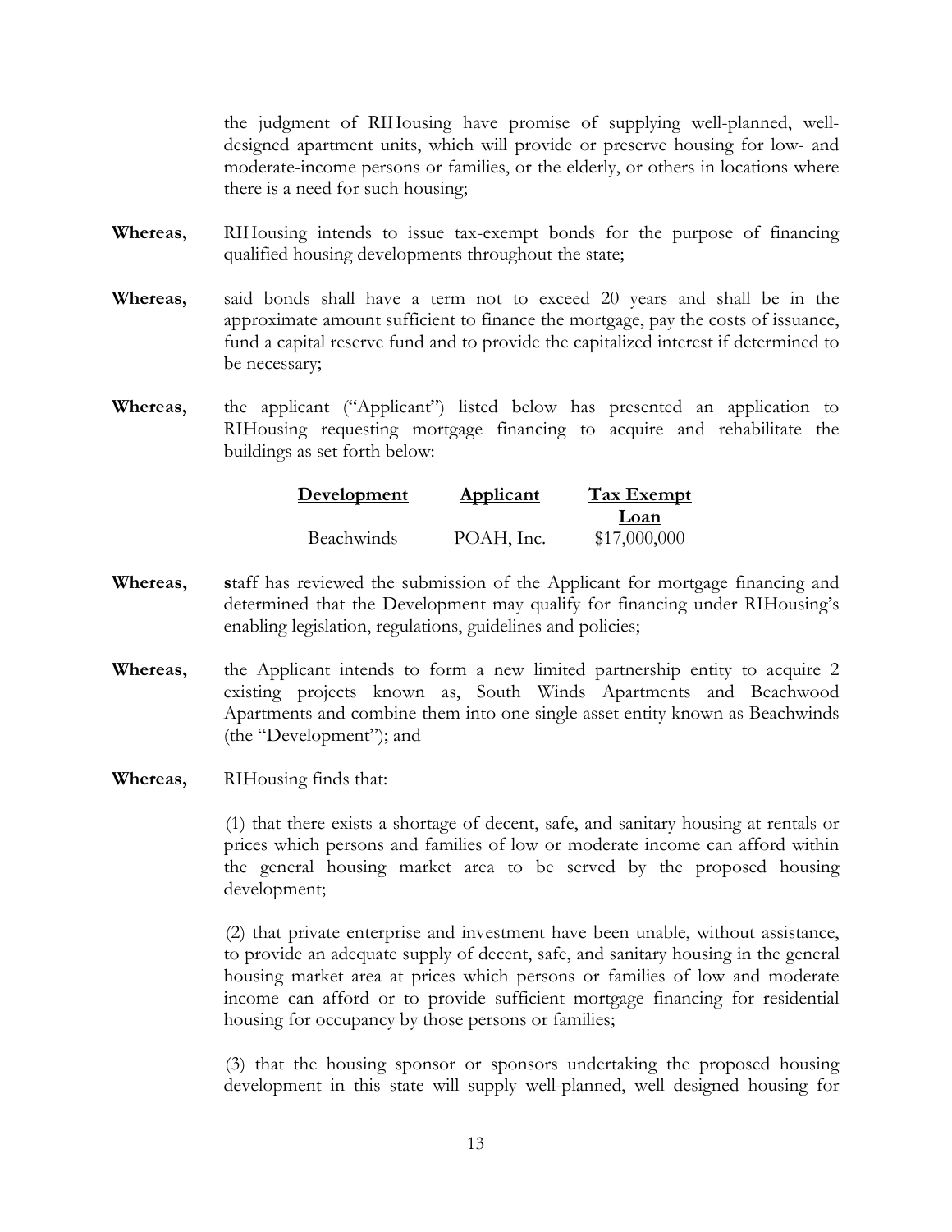the judgment of RIHousing have promise of supplying well-planned, well-designed apartment units, which will provide or preserve housing for low- and moderate-income persons or families, or the elderly, or others in locations where there is a need for such housing;

**Whereas,** RIHousing intends to issue tax-exempt bonds for the purpose of financing qualified housing developments throughout the state;

**Whereas,** said bonds shall have a term not to exceed 20 years and shall be in the approximate amount sufficient to finance the mortgage, pay the costs of issuance, fund a capital reserve fund and to provide the capitalized interest if determined to be necessary;

**Whereas,** the applicant ("Applicant") listed below has presented an application to RIHousing requesting mortgage financing to acquire and rehabilitate the buildings as set forth below:

| Development | Applicant | Tax Exempt Loan |
|---|---|---|
| Beachwinds | POAH, Inc. | $17,000,000 |

**Whereas,** **s**taff has reviewed the submission of the Applicant for mortgage financing and determined that the Development may qualify for financing under RIHousing's enabling legislation, regulations, guidelines and policies;

**Whereas,** the Applicant intends to form a new limited partnership entity to acquire 2 existing projects known as, South Winds Apartments and Beachwood Apartments and combine them into one single asset entity known as Beachwinds (the "Development"); and

**Whereas,** RIHousing finds that:

(1) that there exists a shortage of decent, safe, and sanitary housing at rentals or prices which persons and families of low or moderate income can afford within the general housing market area to be served by the proposed housing development;

(2) that private enterprise and investment have been unable, without assistance, to provide an adequate supply of decent, safe, and sanitary housing in the general housing market area at prices which persons or families of low and moderate income can afford or to provide sufficient mortgage financing for residential housing for occupancy by those persons or families;

(3) that the housing sponsor or sponsors undertaking the proposed housing development in this state will supply well-planned, well designed housing for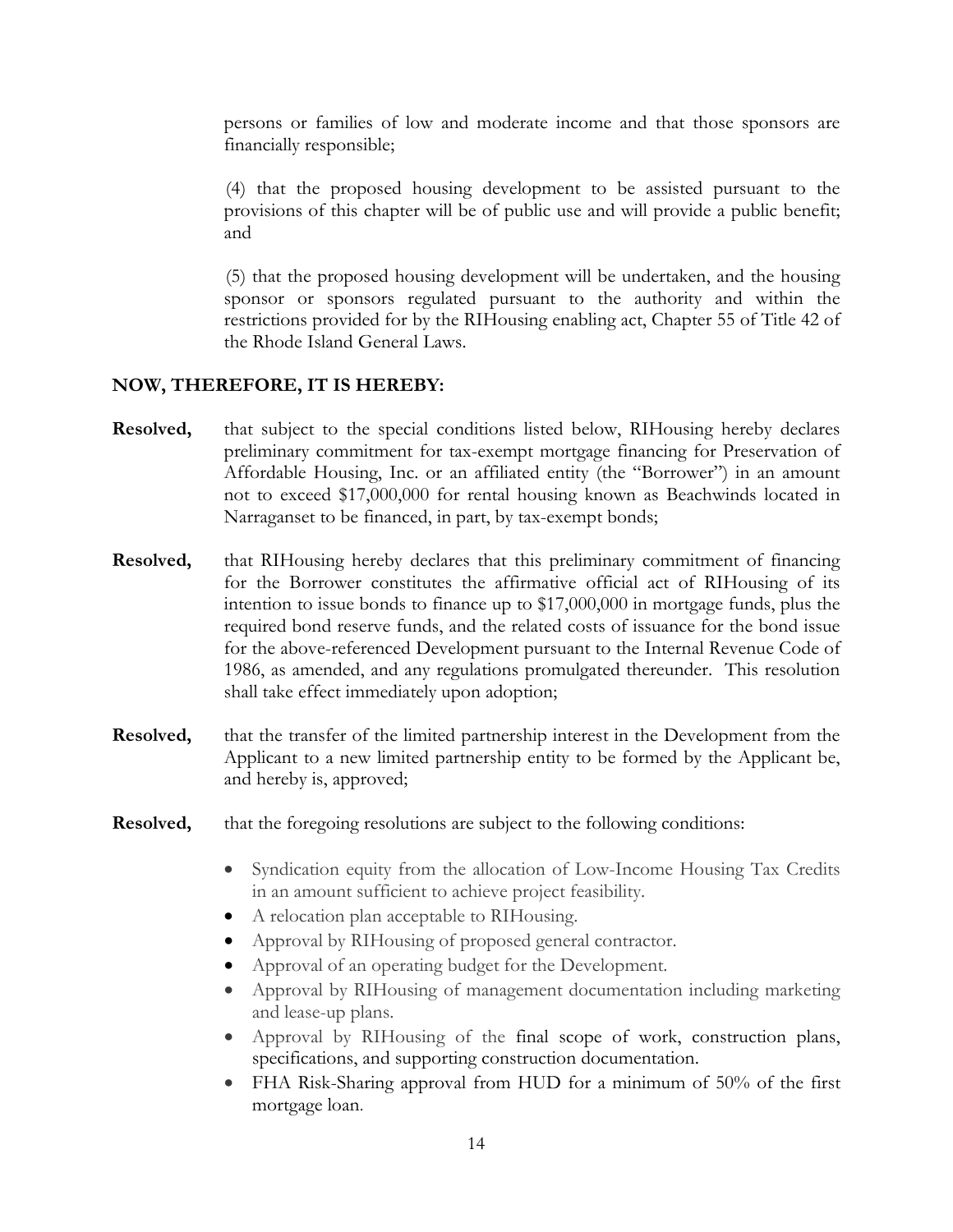persons or families of low and moderate income and that those sponsors are financially responsible;

(4) that the proposed housing development to be assisted pursuant to the provisions of this chapter will be of public use and will provide a public benefit; and

(5) that the proposed housing development will be undertaken, and the housing sponsor or sponsors regulated pursuant to the authority and within the restrictions provided for by the RIHousing enabling act, Chapter 55 of Title 42 of the Rhode Island General Laws.

**NOW, THEREFORE, IT IS HEREBY:**

**Resolved,** that subject to the special conditions listed below, RIHousing hereby declares preliminary commitment for tax-exempt mortgage financing for Preservation of Affordable Housing, Inc. or an affiliated entity (the "Borrower") in an amount not to exceed $17,000,000 for rental housing known as Beachwinds located in Narraganset to be financed, in part, by tax-exempt bonds;

**Resolved,** that RIHousing hereby declares that this preliminary commitment of financing for the Borrower constitutes the affirmative official act of RIHousing of its intention to issue bonds to finance up to $17,000,000 in mortgage funds, plus the required bond reserve funds, and the related costs of issuance for the bond issue for the above-referenced Development pursuant to the Internal Revenue Code of 1986, as amended, and any regulations promulgated thereunder. This resolution shall take effect immediately upon adoption;

**Resolved,** that the transfer of the limited partnership interest in the Development from the Applicant to a new limited partnership entity to be formed by the Applicant be, and hereby is, approved;

**Resolved,** that the foregoing resolutions are subject to the following conditions:

- Syndication equity from the allocation of Low-Income Housing Tax Credits in an amount sufficient to achieve project feasibility.
- A relocation plan acceptable to RIHousing.
- Approval by RIHousing of proposed general contractor.
- Approval of an operating budget for the Development.
- Approval by RIHousing of management documentation including marketing and lease-up plans.
- Approval by RIHousing of the final scope of work, construction plans, specifications, and supporting construction documentation.
- FHA Risk-Sharing approval from HUD for a minimum of 50% of the first mortgage loan.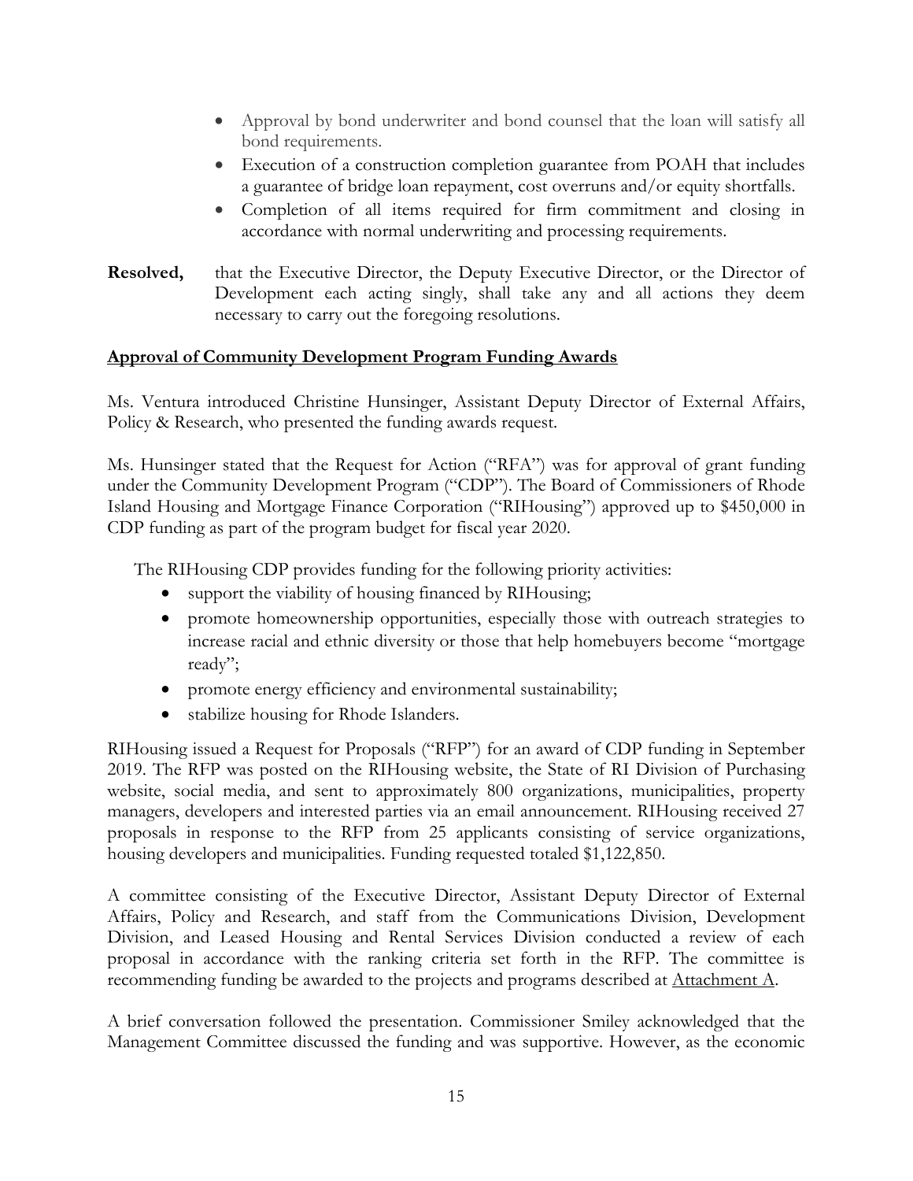- Approval by bond underwriter and bond counsel that the loan will satisfy all bond requirements.
- Execution of a construction completion guarantee from POAH that includes a guarantee of bridge loan repayment, cost overruns and/or equity shortfalls.
- Completion of all items required for firm commitment and closing in accordance with normal underwriting and processing requirements.

**Resolved,** that the Executive Director, the Deputy Executive Director, or the Director of Development each acting singly, shall take any and all actions they deem necessary to carry out the foregoing resolutions.

**Approval of Community Development Program Funding Awards**

Ms. Ventura introduced Christine Hunsinger, Assistant Deputy Director of External Affairs, Policy & Research, who presented the funding awards request.

Ms. Hunsinger stated that the Request for Action ("RFA") was for approval of grant funding under the Community Development Program ("CDP"). The Board of Commissioners of Rhode Island Housing and Mortgage Finance Corporation ("RIHousing") approved up to $450,000 in CDP funding as part of the program budget for fiscal year 2020.

The RIHousing CDP provides funding for the following priority activities:

- support the viability of housing financed by RIHousing;
- promote homeownership opportunities, especially those with outreach strategies to increase racial and ethnic diversity or those that help homebuyers become "mortgage ready";
- promote energy efficiency and environmental sustainability;
- stabilize housing for Rhode Islanders.

RIHousing issued a Request for Proposals ("RFP") for an award of CDP funding in September 2019. The RFP was posted on the RIHousing website, the State of RI Division of Purchasing website, social media, and sent to approximately 800 organizations, municipalities, property managers, developers and interested parties via an email announcement. RIHousing received 27 proposals in response to the RFP from 25 applicants consisting of service organizations, housing developers and municipalities. Funding requested totaled $1,122,850.

A committee consisting of the Executive Director, Assistant Deputy Director of External Affairs, Policy and Research, and staff from the Communications Division, Development Division, and Leased Housing and Rental Services Division conducted a review of each proposal in accordance with the ranking criteria set forth in the RFP. The committee is recommending funding be awarded to the projects and programs described at Attachment A.

A brief conversation followed the presentation. Commissioner Smiley acknowledged that the Management Committee discussed the funding and was supportive. However, as the economic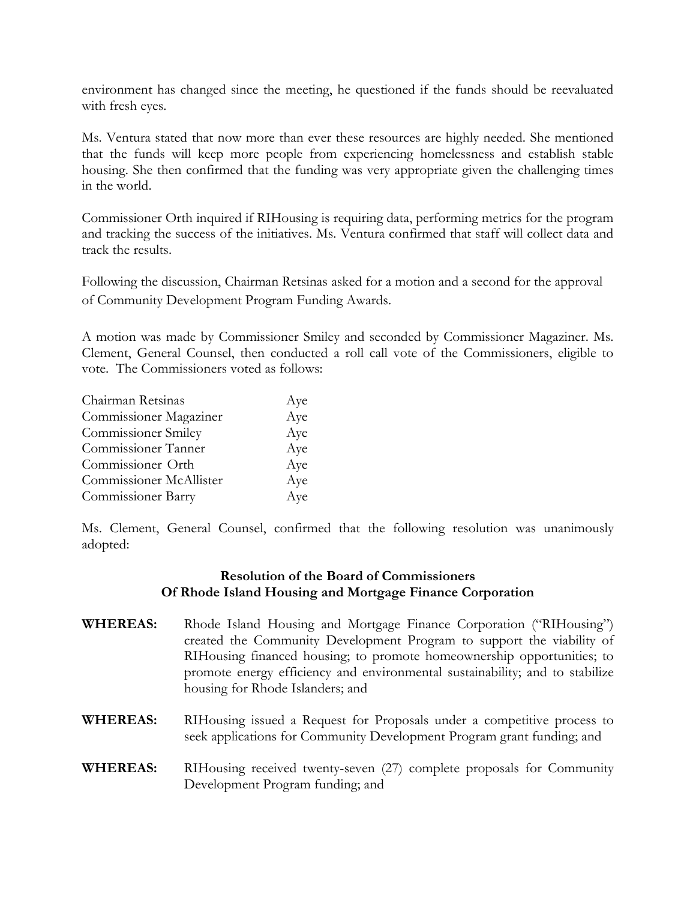environment has changed since the meeting, he questioned if the funds should be reevaluated with fresh eyes.

Ms. Ventura stated that now more than ever these resources are highly needed. She mentioned that the funds will keep more people from experiencing homelessness and establish stable housing. She then confirmed that the funding was very appropriate given the challenging times in the world.

Commissioner Orth inquired if RIHousing is requiring data, performing metrics for the program and tracking the success of the initiatives. Ms. Ventura confirmed that staff will collect data and track the results.

Following the discussion, Chairman Retsinas asked for a motion and a second for the approval of Community Development Program Funding Awards.

A motion was made by Commissioner Smiley and seconded by Commissioner Magaziner. Ms. Clement, General Counsel, then conducted a roll call vote of the Commissioners, eligible to vote. The Commissioners voted as follows:

| | |
|---|---|
| Chairman Retsinas | Aye |
| Commissioner Magaziner | Aye |
| Commissioner Smiley | Aye |
| Commissioner Tanner | Aye |
| Commissioner Orth | Aye |
| Commissioner McAllister | Aye |
| Commissioner Barry | Aye |

Ms. Clement, General Counsel, confirmed that the following resolution was unanimously adopted:

**Resolution of the Board of Commissioners**
**Of Rhode Island Housing and Mortgage Finance Corporation**

**WHEREAS:** Rhode Island Housing and Mortgage Finance Corporation ("RIHousing") created the Community Development Program to support the viability of RIHousing financed housing; to promote homeownership opportunities; to promote energy efficiency and environmental sustainability; and to stabilize housing for Rhode Islanders; and

**WHEREAS:** RIHousing issued a Request for Proposals under a competitive process to seek applications for Community Development Program grant funding; and

**WHEREAS:** RIHousing received twenty-seven (27) complete proposals for Community Development Program funding; and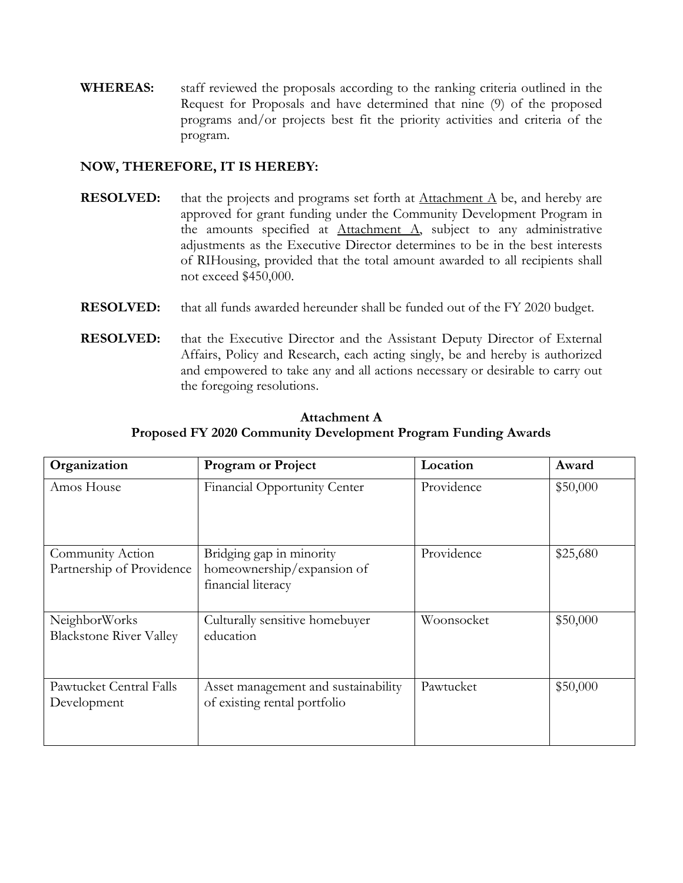**WHEREAS:** staff reviewed the proposals according to the ranking criteria outlined in the Request for Proposals and have determined that nine (9) of the proposed programs and/or projects best fit the priority activities and criteria of the program.

**NOW, THEREFORE, IT IS HEREBY:**

**RESOLVED:** that the projects and programs set forth at Attachment A be, and hereby are approved for grant funding under the Community Development Program in the amounts specified at Attachment A, subject to any administrative adjustments as the Executive Director determines to be in the best interests of RIHousing, provided that the total amount awarded to all recipients shall not exceed $450,000.

**RESOLVED:** that all funds awarded hereunder shall be funded out of the FY 2020 budget.

**RESOLVED:** that the Executive Director and the Assistant Deputy Director of External Affairs, Policy and Research, each acting singly, be and hereby is authorized and empowered to take any and all actions necessary or desirable to carry out the foregoing resolutions.

**Attachment A**
**Proposed FY 2020 Community Development Program Funding Awards**

| Organization | Program or Project | Location | Award |
| --- | --- | --- | --- |
| Amos House | Financial Opportunity Center | Providence | $50,000 |
| Community Action Partnership of Providence | Bridging gap in minority homeownership/expansion of financial literacy | Providence | $25,680 |
| NeighborWorks Blackstone River Valley | Culturally sensitive homebuyer education | Woonsocket | $50,000 |
| Pawtucket Central Falls Development | Asset management and sustainability of existing rental portfolio | Pawtucket | $50,000 |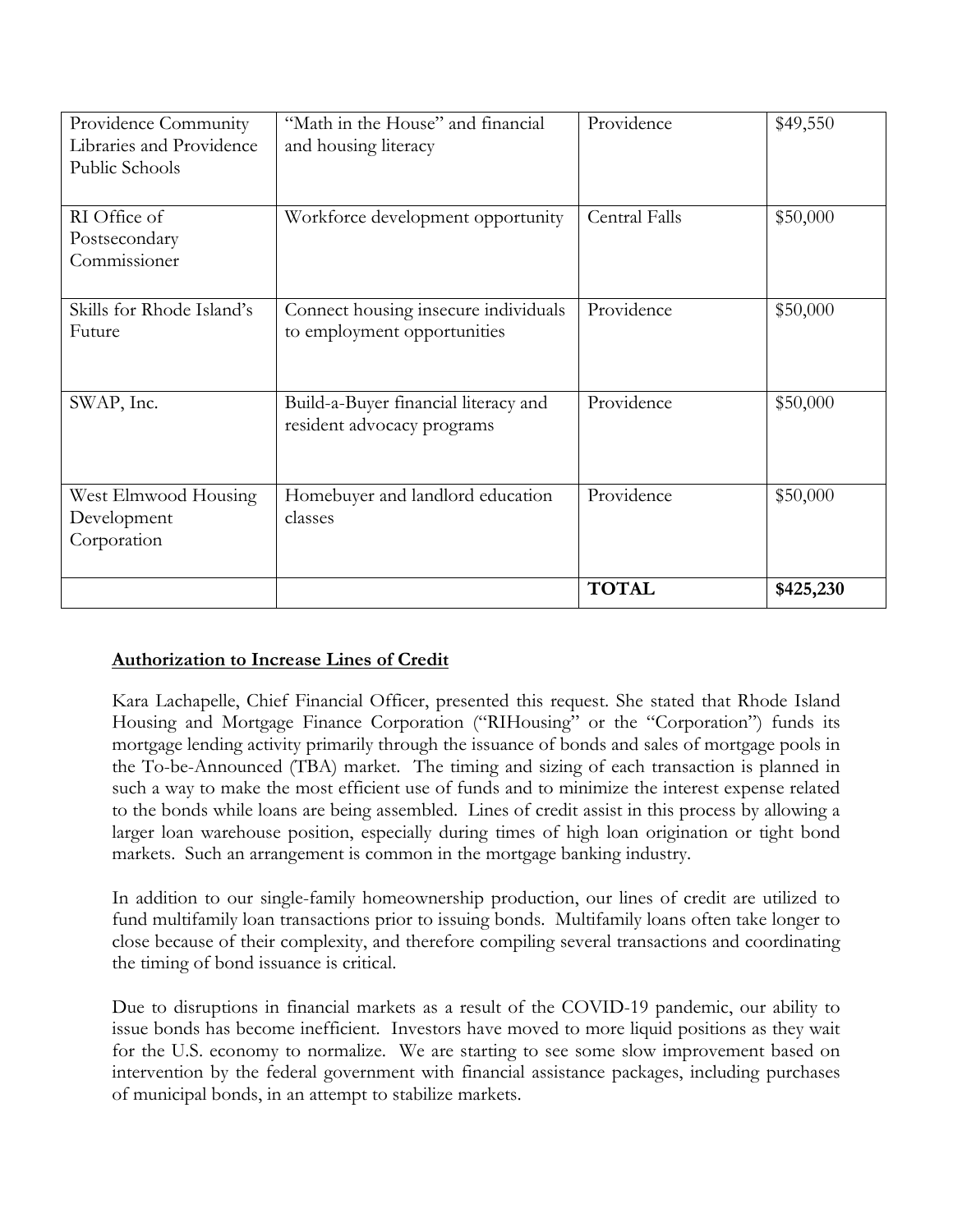| | | | |
|---|---|---|---|
| Providence Community Libraries and Providence Public Schools | "Math in the House" and financial and housing literacy | Providence | $49,550 |
| RI Office of Postsecondary Commissioner | Workforce development opportunity | Central Falls | $50,000 |
| Skills for Rhode Island's Future | Connect housing insecure individuals to employment opportunities | Providence | $50,000 |
| SWAP, Inc. | Build-a-Buyer financial literacy and resident advocacy programs | Providence | $50,000 |
| West Elmwood Housing Development Corporation | Homebuyer and landlord education classes | Providence | $50,000 |
| | | **TOTAL** | **$425,230** |

**Authorization to Increase Lines of Credit**

Kara Lachapelle, Chief Financial Officer, presented this request. She stated that Rhode Island Housing and Mortgage Finance Corporation ("RIHousing" or the "Corporation") funds its mortgage lending activity primarily through the issuance of bonds and sales of mortgage pools in the To-be-Announced (TBA) market. The timing and sizing of each transaction is planned in such a way to make the most efficient use of funds and to minimize the interest expense related to the bonds while loans are being assembled. Lines of credit assist in this process by allowing a larger loan warehouse position, especially during times of high loan origination or tight bond markets. Such an arrangement is common in the mortgage banking industry.

In addition to our single-family homeownership production, our lines of credit are utilized to fund multifamily loan transactions prior to issuing bonds. Multifamily loans often take longer to close because of their complexity, and therefore compiling several transactions and coordinating the timing of bond issuance is critical.

Due to disruptions in financial markets as a result of the COVID-19 pandemic, our ability to issue bonds has become inefficient. Investors have moved to more liquid positions as they wait for the U.S. economy to normalize. We are starting to see some slow improvement based on intervention by the federal government with financial assistance packages, including purchases of municipal bonds, in an attempt to stabilize markets.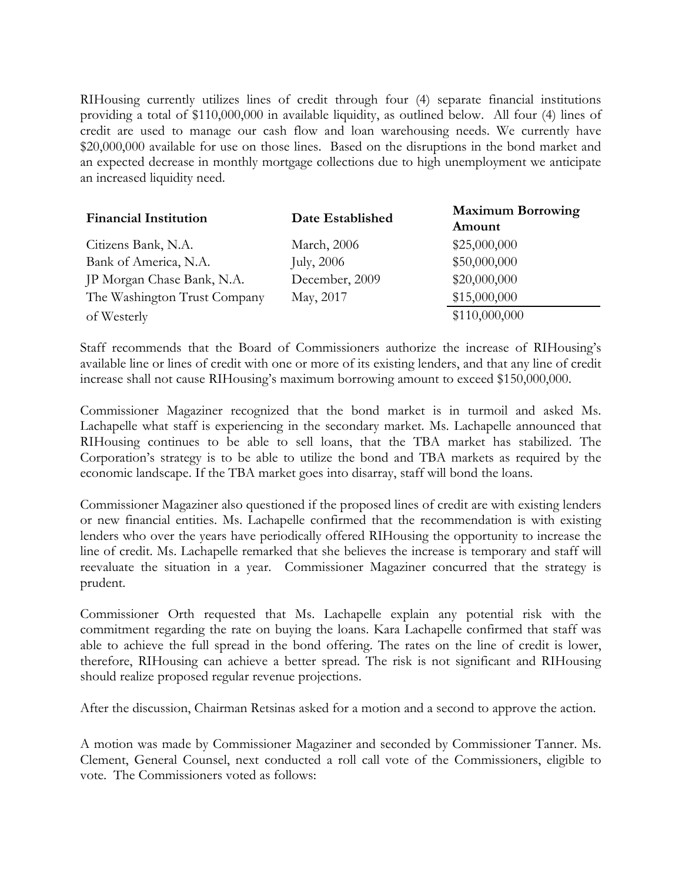RIHousing currently utilizes lines of credit through four (4) separate financial institutions providing a total of $110,000,000 in available liquidity, as outlined below. All four (4) lines of credit are used to manage our cash flow and loan warehousing needs. We currently have $20,000,000 available for use on those lines. Based on the disruptions in the bond market and an expected decrease in monthly mortgage collections due to high unemployment we anticipate an increased liquidity need.

| Financial Institution | Date Established | Maximum Borrowing Amount |
|---|---|---|
| Citizens Bank, N.A. | March, 2006 | $25,000,000 |
| Bank of America, N.A. | July, 2006 | $50,000,000 |
| JP Morgan Chase Bank, N.A. | December, 2009 | $20,000,000 |
| The Washington Trust Company of Westerly | May, 2017 | $15,000,000 |
| | | $110,000,000 |

Staff recommends that the Board of Commissioners authorize the increase of RIHousing's available line or lines of credit with one or more of its existing lenders, and that any line of credit increase shall not cause RIHousing's maximum borrowing amount to exceed $150,000,000.

Commissioner Magaziner recognized that the bond market is in turmoil and asked Ms. Lachapelle what staff is experiencing in the secondary market. Ms. Lachapelle announced that RIHousing continues to be able to sell loans, that the TBA market has stabilized. The Corporation's strategy is to be able to utilize the bond and TBA markets as required by the economic landscape. If the TBA market goes into disarray, staff will bond the loans.

Commissioner Magaziner also questioned if the proposed lines of credit are with existing lenders or new financial entities. Ms. Lachapelle confirmed that the recommendation is with existing lenders who over the years have periodically offered RIHousing the opportunity to increase the line of credit. Ms. Lachapelle remarked that she believes the increase is temporary and staff will reevaluate the situation in a year. Commissioner Magaziner concurred that the strategy is prudent.

Commissioner Orth requested that Ms. Lachapelle explain any potential risk with the commitment regarding the rate on buying the loans. Kara Lachapelle confirmed that staff was able to achieve the full spread in the bond offering. The rates on the line of credit is lower, therefore, RIHousing can achieve a better spread. The risk is not significant and RIHousing should realize proposed regular revenue projections.

After the discussion, Chairman Retsinas asked for a motion and a second to approve the action.

A motion was made by Commissioner Magaziner and seconded by Commissioner Tanner. Ms. Clement, General Counsel, next conducted a roll call vote of the Commissioners, eligible to vote. The Commissioners voted as follows: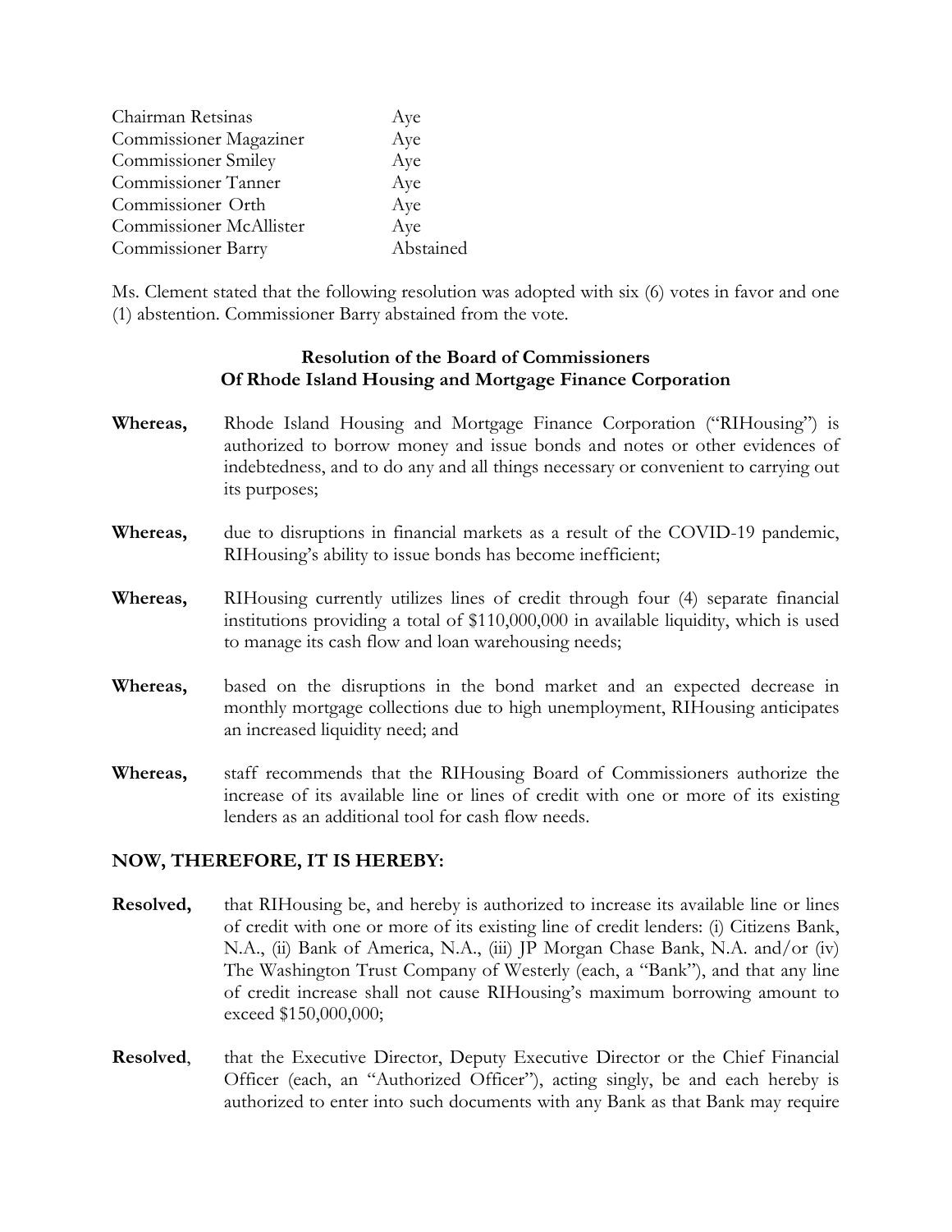| | |
|---|---|
| Chairman Retsinas | Aye |
| Commissioner Magaziner | Aye |
| Commissioner Smiley | Aye |
| Commissioner Tanner | Aye |
| Commissioner Orth | Aye |
| Commissioner McAllister | Aye |
| Commissioner Barry | Abstained |

Ms. Clement stated that the following resolution was adopted with six (6) votes in favor and one (1) abstention. Commissioner Barry abstained from the vote.

**Resolution of the Board of Commissioners**
**Of Rhode Island Housing and Mortgage Finance Corporation**

**Whereas,** Rhode Island Housing and Mortgage Finance Corporation ("RIHousing") is authorized to borrow money and issue bonds and notes or other evidences of indebtedness, and to do any and all things necessary or convenient to carrying out its purposes;

**Whereas,** due to disruptions in financial markets as a result of the COVID-19 pandemic, RIHousing's ability to issue bonds has become inefficient;

**Whereas,** RIHousing currently utilizes lines of credit through four (4) separate financial institutions providing a total of $110,000,000 in available liquidity, which is used to manage its cash flow and loan warehousing needs;

**Whereas,** based on the disruptions in the bond market and an expected decrease in monthly mortgage collections due to high unemployment, RIHousing anticipates an increased liquidity need; and

**Whereas,** staff recommends that the RIHousing Board of Commissioners authorize the increase of its available line or lines of credit with one or more of its existing lenders as an additional tool for cash flow needs.

**NOW, THEREFORE, IT IS HEREBY:**

**Resolved,** that RIHousing be, and hereby is authorized to increase its available line or lines of credit with one or more of its existing line of credit lenders: (i) Citizens Bank, N.A., (ii) Bank of America, N.A., (iii) JP Morgan Chase Bank, N.A. and/or (iv) The Washington Trust Company of Westerly (each, a "Bank"), and that any line of credit increase shall not cause RIHousing's maximum borrowing amount to exceed $150,000,000;

**Resolved**, that the Executive Director, Deputy Executive Director or the Chief Financial Officer (each, an "Authorized Officer"), acting singly, be and each hereby is authorized to enter into such documents with any Bank as that Bank may require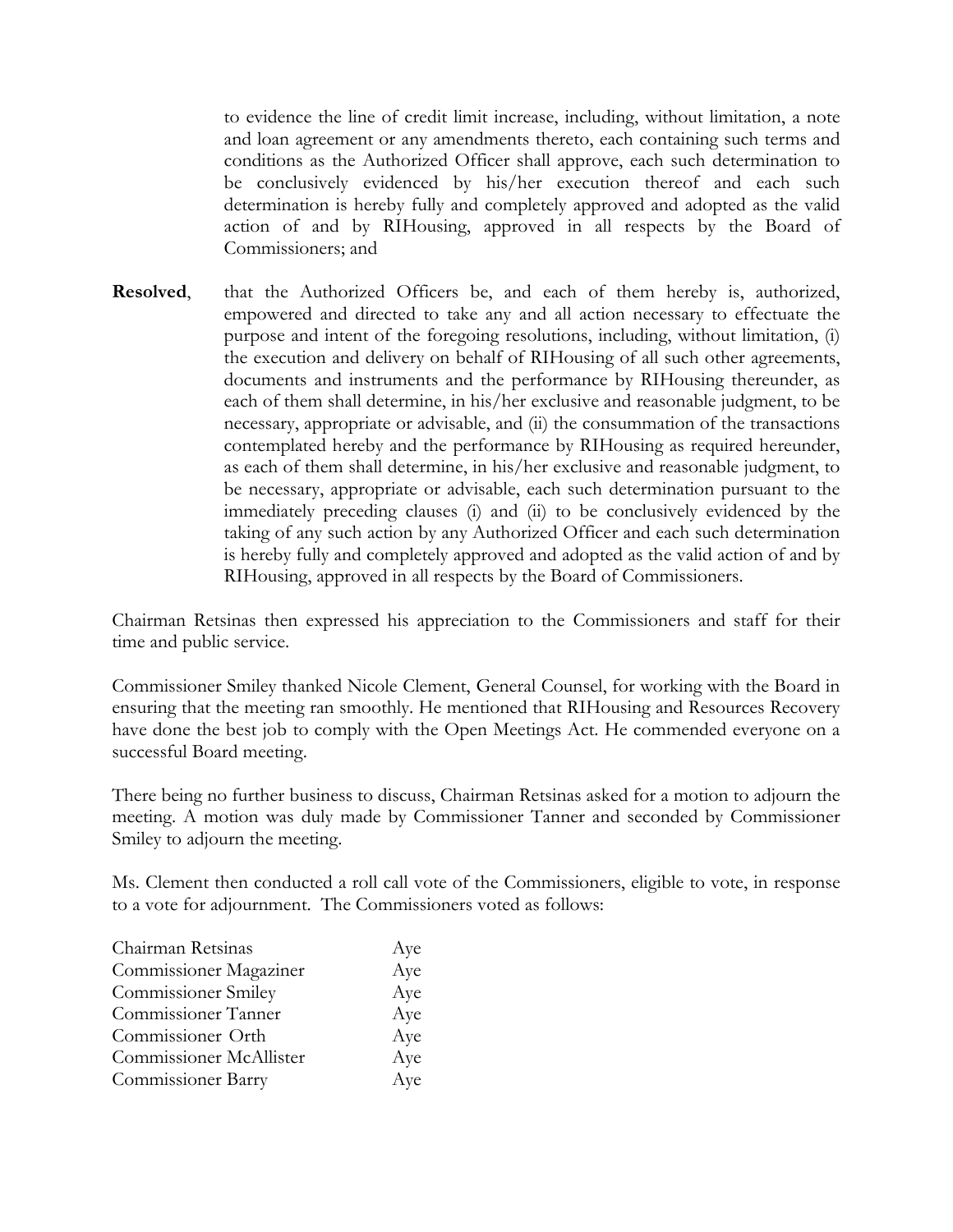to evidence the line of credit limit increase, including, without limitation, a note and loan agreement or any amendments thereto, each containing such terms and conditions as the Authorized Officer shall approve, each such determination to be conclusively evidenced by his/her execution thereof and each such determination is hereby fully and completely approved and adopted as the valid action of and by RIHousing, approved in all respects by the Board of Commissioners; and

**Resolved**, that the Authorized Officers be, and each of them hereby is, authorized, empowered and directed to take any and all action necessary to effectuate the purpose and intent of the foregoing resolutions, including, without limitation, (i) the execution and delivery on behalf of RIHousing of all such other agreements, documents and instruments and the performance by RIHousing thereunder, as each of them shall determine, in his/her exclusive and reasonable judgment, to be necessary, appropriate or advisable, and (ii) the consummation of the transactions contemplated hereby and the performance by RIHousing as required hereunder, as each of them shall determine, in his/her exclusive and reasonable judgment, to be necessary, appropriate or advisable, each such determination pursuant to the immediately preceding clauses (i) and (ii) to be conclusively evidenced by the taking of any such action by any Authorized Officer and each such determination is hereby fully and completely approved and adopted as the valid action of and by RIHousing, approved in all respects by the Board of Commissioners.

Chairman Retsinas then expressed his appreciation to the Commissioners and staff for their time and public service.

Commissioner Smiley thanked Nicole Clement, General Counsel, for working with the Board in ensuring that the meeting ran smoothly. He mentioned that RIHousing and Resources Recovery have done the best job to comply with the Open Meetings Act. He commended everyone on a successful Board meeting.

There being no further business to discuss, Chairman Retsinas asked for a motion to adjourn the meeting. A motion was duly made by Commissioner Tanner and seconded by Commissioner Smiley to adjourn the meeting.

Ms. Clement then conducted a roll call vote of the Commissioners, eligible to vote, in response to a vote for adjournment. The Commissioners voted as follows:

| | |
|---|---|
| Chairman Retsinas | Aye |
| Commissioner Magaziner | Aye |
| Commissioner Smiley | Aye |
| Commissioner Tanner | Aye |
| Commissioner Orth | Aye |
| Commissioner McAllister | Aye |
| Commissioner Barry | Aye |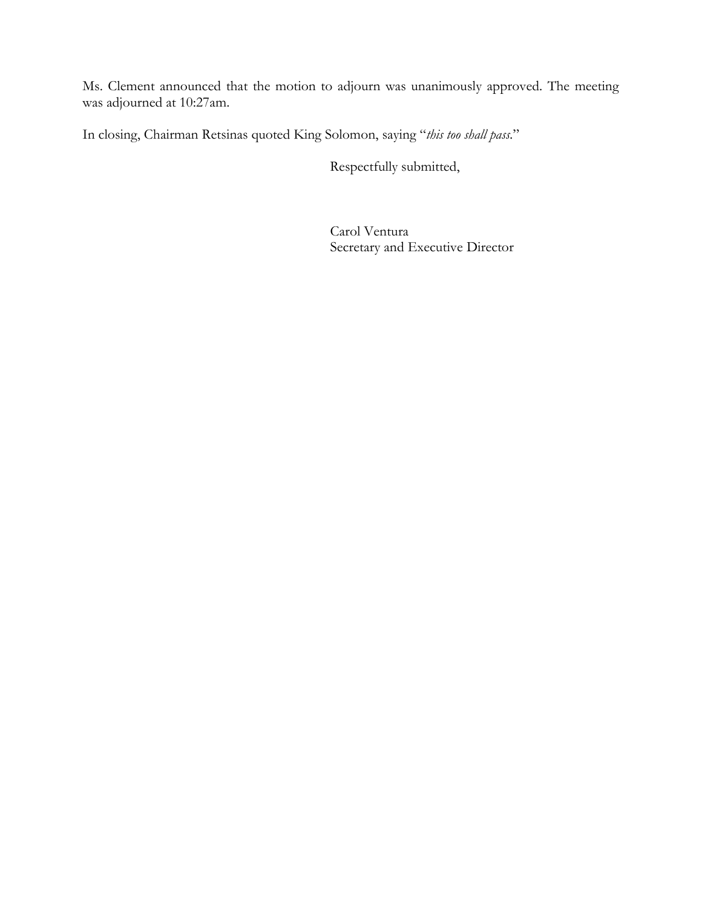Ms. Clement announced that the motion to adjourn was unanimously approved. The meeting was adjourned at 10:27am.

In closing, Chairman Retsinas quoted King Solomon, saying "*this too shall pass*."

Respectfully submitted,

Carol Ventura
Secretary and Executive Director